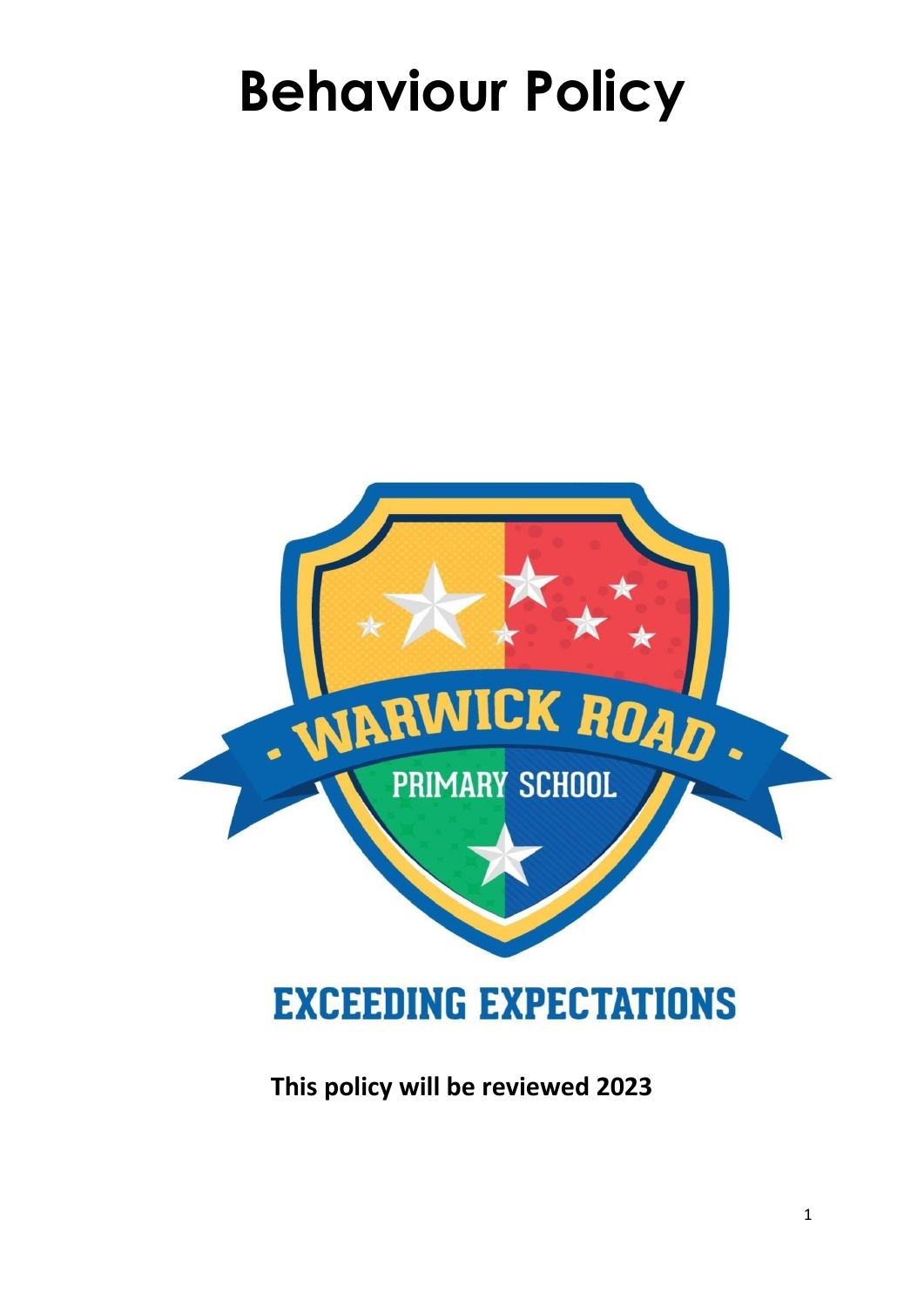# Behaviour Policy

WARWICK ROAD

PRIMARY SCHOOL

EXCEEDING EXPECTATIONS

**This policy will be reviewed 2023**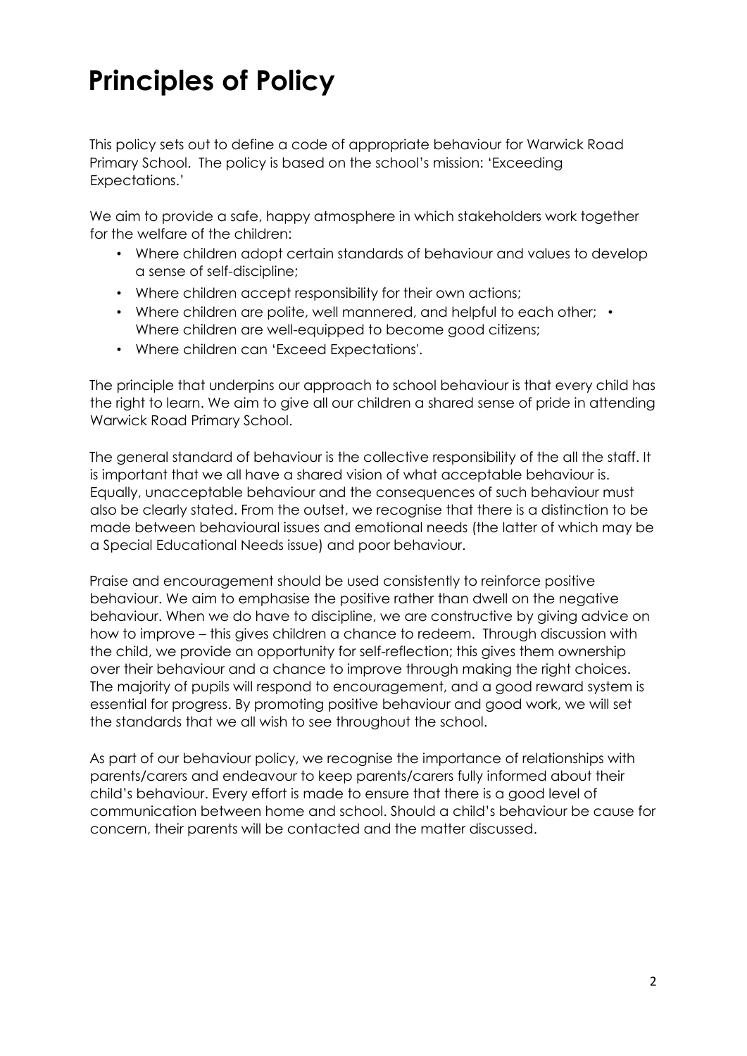# Principles of Policy

This policy sets out to define a code of appropriate behaviour for Warwick Road Primary School. The policy is based on the school's mission: 'Exceeding Expectations.'

We aim to provide a safe, happy atmosphere in which stakeholders work together for the welfare of the children:

- Where children adopt certain standards of behaviour and values to develop a sense of self-discipline;
- Where children accept responsibility for their own actions;
- Where children are polite, well mannered, and helpful to each other;
- Where children are well-equipped to become good citizens;
- Where children can 'Exceed Expectations'.

The principle that underpins our approach to school behaviour is that every child has the right to learn. We aim to give all our children a shared sense of pride in attending Warwick Road Primary School.

The general standard of behaviour is the collective responsibility of the all the staff. It is important that we all have a shared vision of what acceptable behaviour is. Equally, unacceptable behaviour and the consequences of such behaviour must also be clearly stated. From the outset, we recognise that there is a distinction to be made between behavioural issues and emotional needs (the latter of which may be a Special Educational Needs issue) and poor behaviour.

Praise and encouragement should be used consistently to reinforce positive behaviour. We aim to emphasise the positive rather than dwell on the negative behaviour. When we do have to discipline, we are constructive by giving advice on how to improve – this gives children a chance to redeem. Through discussion with the child, we provide an opportunity for self-reflection; this gives them ownership over their behaviour and a chance to improve through making the right choices. The majority of pupils will respond to encouragement, and a good reward system is essential for progress. By promoting positive behaviour and good work, we will set the standards that we all wish to see throughout the school.

As part of our behaviour policy, we recognise the importance of relationships with parents/carers and endeavour to keep parents/carers fully informed about their child's behaviour. Every effort is made to ensure that there is a good level of communication between home and school. Should a child's behaviour be cause for concern, their parents will be contacted and the matter discussed.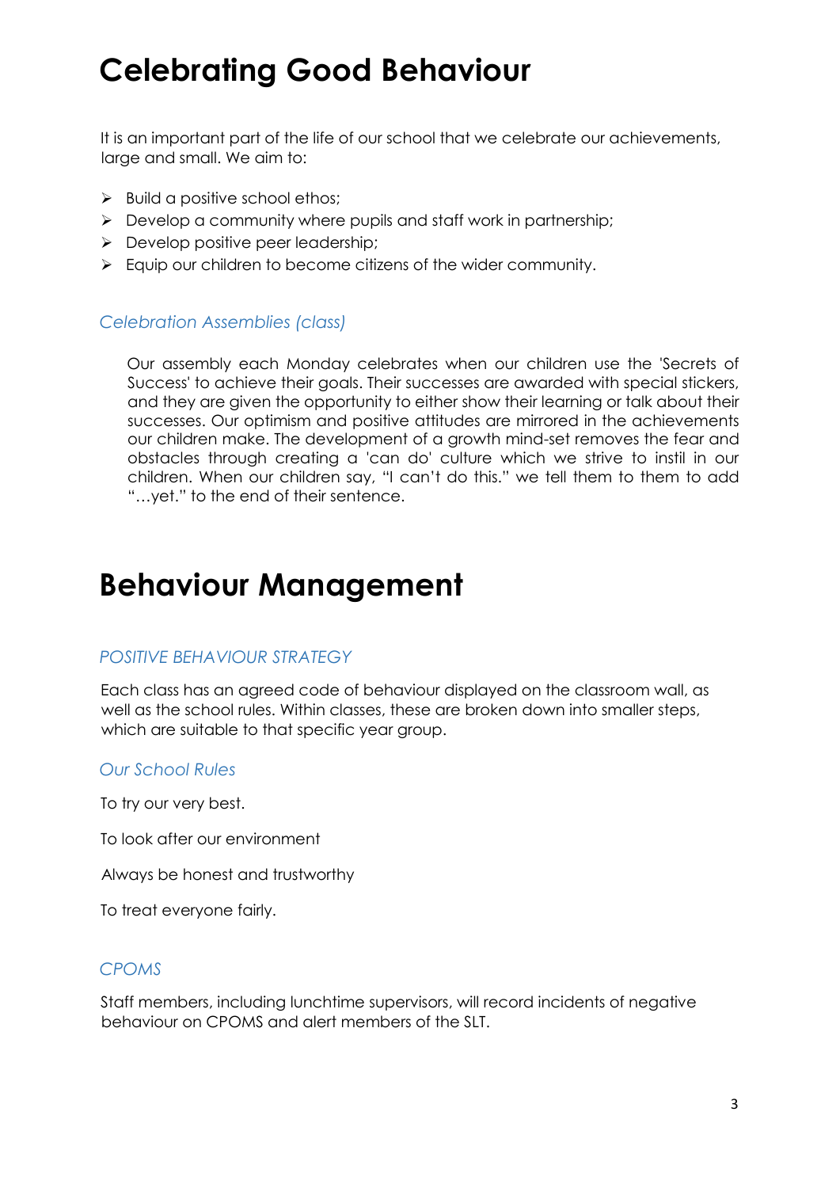# Celebrating Good Behaviour

It is an important part of the life of our school that we celebrate our achievements, large and small. We aim to:

- Build a positive school ethos;
- Develop a community where pupils and staff work in partnership;
- Develop positive peer leadership;
- Equip our children to become citizens of the wider community.

### *Celebration Assemblies (class)*

Our assembly each Monday celebrates when our children use the 'Secrets of Success' to achieve their goals. Their successes are awarded with special stickers, and they are given the opportunity to either show their learning or talk about their successes. Our optimism and positive attitudes are mirrored in the achievements our children make. The development of a growth mind-set removes the fear and obstacles through creating a 'can do' culture which we strive to instil in our children. When our children say, "I can't do this." we tell them to them to add "…yet." to the end of their sentence.

# Behaviour Management

### *POSITIVE BEHAVIOUR STRATEGY*

Each class has an agreed code of behaviour displayed on the classroom wall, as well as the school rules. Within classes, these are broken down into smaller steps, which are suitable to that specific year group.

### *Our School Rules*

To try our very best.

To look after our environment

Always be honest and trustworthy

To treat everyone fairly.

### *CPOMS*

Staff members, including lunchtime supervisors, will record incidents of negative behaviour on CPOMS and alert members of the SLT.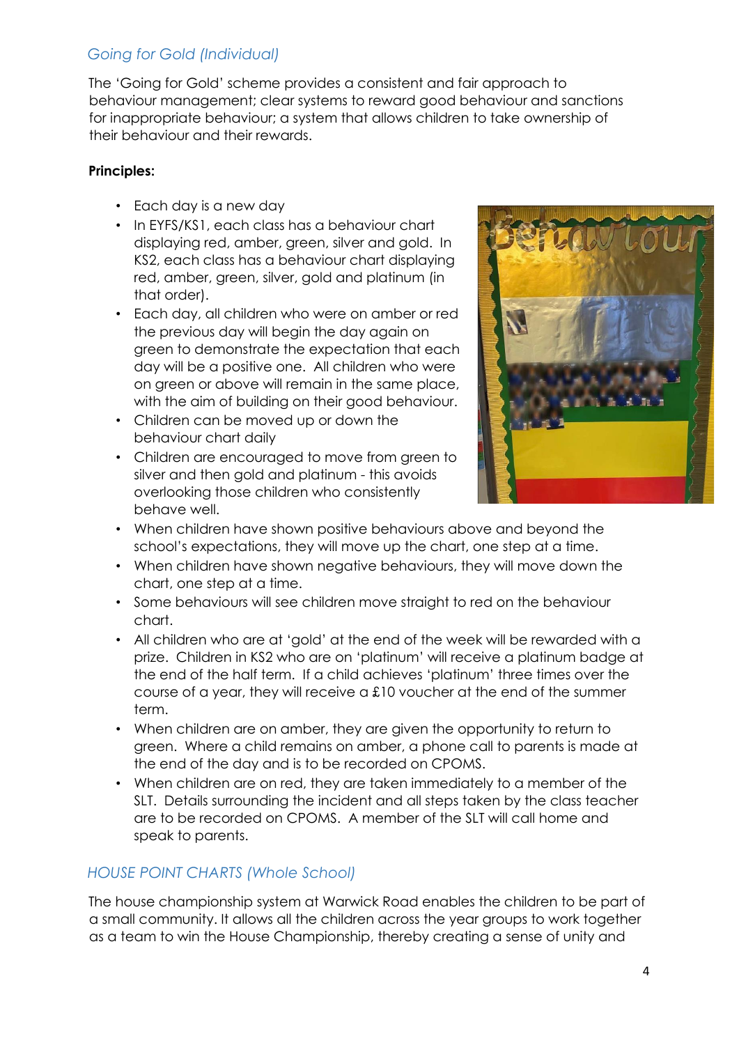## *Going for Gold (Individual)*

The 'Going for Gold' scheme provides a consistent and fair approach to behaviour management; clear systems to reward good behaviour and sanctions for inappropriate behaviour; a system that allows children to take ownership of their behaviour and their rewards.

**Principles:**

- Each day is a new day
- In EYFS/KS1, each class has a behaviour chart displaying red, amber, green, silver and gold. In KS2, each class has a behaviour chart displaying red, amber, green, silver, gold and platinum (in that order).
- Each day, all children who were on amber or red the previous day will begin the day again on green to demonstrate the expectation that each day will be a positive one. All children who were on green or above will remain in the same place, with the aim of building on their good behaviour.
- Children can be moved up or down the behaviour chart daily
- Children are encouraged to move from green to silver and then gold and platinum - this avoids overlooking those children who consistently behave well.
- When children have shown positive behaviours above and beyond the school's expectations, they will move up the chart, one step at a time.
- When children have shown negative behaviours, they will move down the chart, one step at a time.
- Some behaviours will see children move straight to red on the behaviour chart.
- All children who are at 'gold' at the end of the week will be rewarded with a prize. Children in KS2 who are on 'platinum' will receive a platinum badge at the end of the half term. If a child achieves 'platinum' three times over the course of a year, they will receive a £10 voucher at the end of the summer term.
- When children are on amber, they are given the opportunity to return to green. Where a child remains on amber, a phone call to parents is made at the end of the day and is to be recorded on CPOMS.
- When children are on red, they are taken immediately to a member of the SLT. Details surrounding the incident and all steps taken by the class teacher are to be recorded on CPOMS. A member of the SLT will call home and speak to parents.

## *HOUSE POINT CHARTS (Whole School)*

The house championship system at Warwick Road enables the children to be part of a small community. It allows all the children across the year groups to work together as a team to win the House Championship, thereby creating a sense of unity and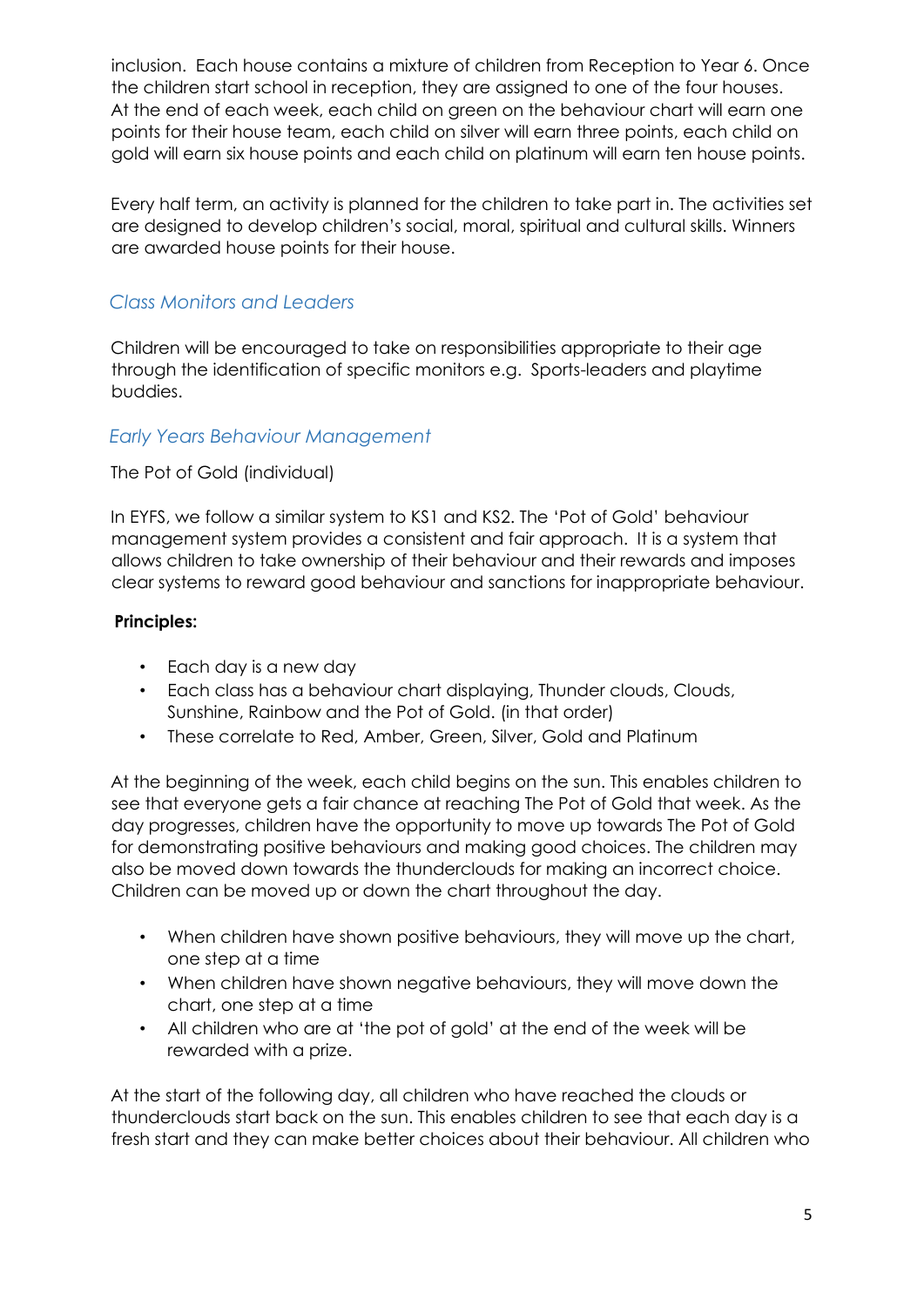inclusion. Each house contains a mixture of children from Reception to Year 6. Once the children start school in reception, they are assigned to one of the four houses. At the end of each week, each child on green on the behaviour chart will earn one points for their house team, each child on silver will earn three points, each child on gold will earn six house points and each child on platinum will earn ten house points.

Every half term, an activity is planned for the children to take part in. The activities set are designed to develop children's social, moral, spiritual and cultural skills. Winners are awarded house points for their house.

### *Class Monitors and Leaders*

Children will be encouraged to take on responsibilities appropriate to their age through the identification of specific monitors e.g. Sports-leaders and playtime buddies.

### *Early Years Behaviour Management*

The Pot of Gold (individual)

In EYFS, we follow a similar system to KS1 and KS2. The 'Pot of Gold' behaviour management system provides a consistent and fair approach. It is a system that allows children to take ownership of their behaviour and their rewards and imposes clear systems to reward good behaviour and sanctions for inappropriate behaviour.

**Principles:**

- Each day is a new day
- Each class has a behaviour chart displaying, Thunder clouds, Clouds, Sunshine, Rainbow and the Pot of Gold. (in that order)
- These correlate to Red, Amber, Green, Silver, Gold and Platinum

At the beginning of the week, each child begins on the sun. This enables children to see that everyone gets a fair chance at reaching The Pot of Gold that week. As the day progresses, children have the opportunity to move up towards The Pot of Gold for demonstrating positive behaviours and making good choices. The children may also be moved down towards the thunderclouds for making an incorrect choice. Children can be moved up or down the chart throughout the day.

- When children have shown positive behaviours, they will move up the chart, one step at a time
- When children have shown negative behaviours, they will move down the chart, one step at a time
- All children who are at 'the pot of gold' at the end of the week will be rewarded with a prize.

At the start of the following day, all children who have reached the clouds or thunderclouds start back on the sun. This enables children to see that each day is a fresh start and they can make better choices about their behaviour. All children who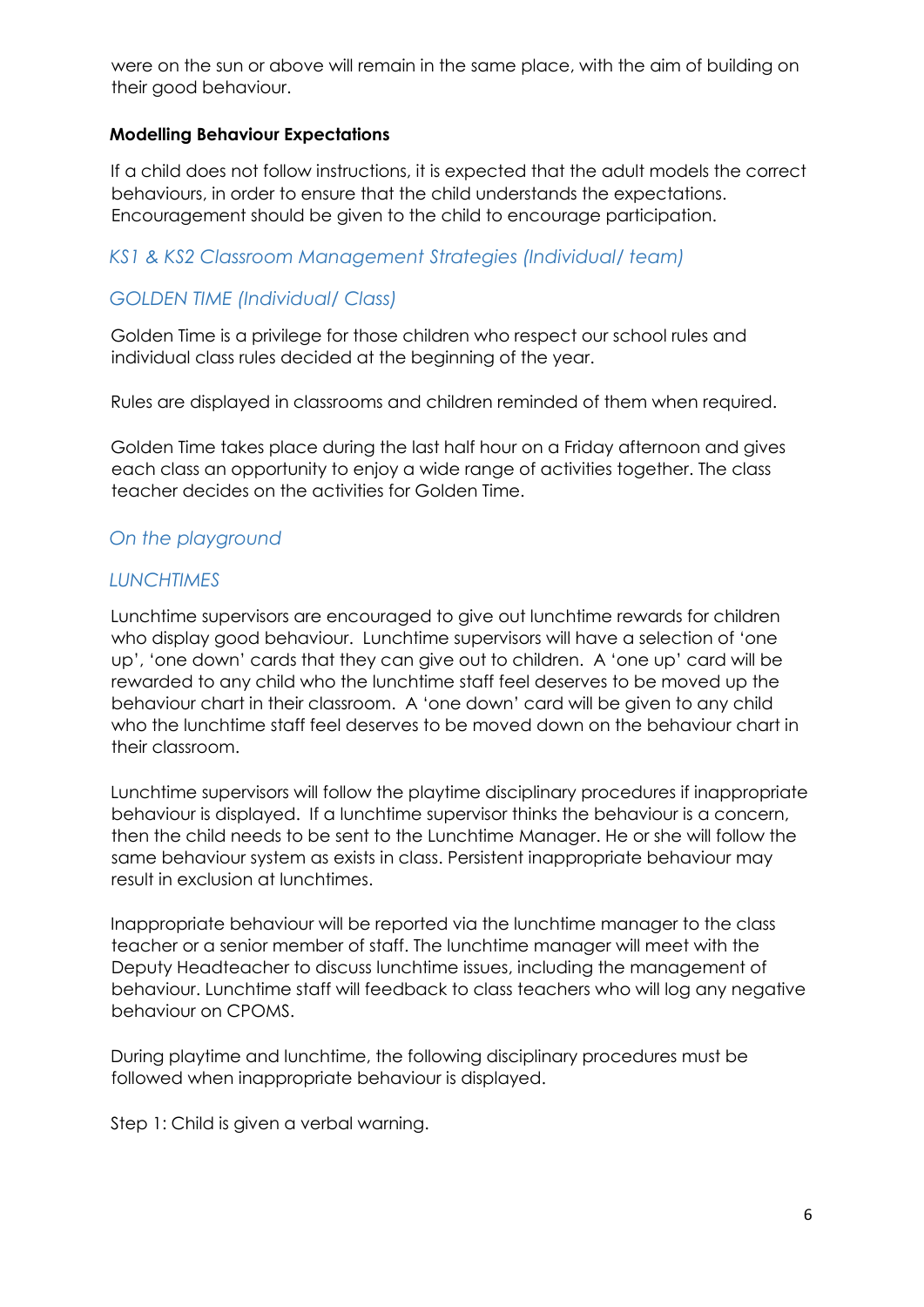were on the sun or above will remain in the same place, with the aim of building on their good behaviour.

**Modelling Behaviour Expectations**

If a child does not follow instructions, it is expected that the adult models the correct behaviours, in order to ensure that the child understands the expectations. Encouragement should be given to the child to encourage participation.

### *KS1 & KS2 Classroom Management Strategies (Individual/ team)*

### *GOLDEN TIME (Individual/ Class)*

Golden Time is a privilege for those children who respect our school rules and individual class rules decided at the beginning of the year.

Rules are displayed in classrooms and children reminded of them when required.

Golden Time takes place during the last half hour on a Friday afternoon and gives each class an opportunity to enjoy a wide range of activities together. The class teacher decides on the activities for Golden Time.

### *On the playground*

### *LUNCHTIMES*

Lunchtime supervisors are encouraged to give out lunchtime rewards for children who display good behaviour. Lunchtime supervisors will have a selection of 'one up', 'one down' cards that they can give out to children. A 'one up' card will be rewarded to any child who the lunchtime staff feel deserves to be moved up the behaviour chart in their classroom. A 'one down' card will be given to any child who the lunchtime staff feel deserves to be moved down on the behaviour chart in their classroom.

Lunchtime supervisors will follow the playtime disciplinary procedures if inappropriate behaviour is displayed. If a lunchtime supervisor thinks the behaviour is a concern, then the child needs to be sent to the Lunchtime Manager. He or she will follow the same behaviour system as exists in class. Persistent inappropriate behaviour may result in exclusion at lunchtimes.

Inappropriate behaviour will be reported via the lunchtime manager to the class teacher or a senior member of staff. The lunchtime manager will meet with the Deputy Headteacher to discuss lunchtime issues, including the management of behaviour. Lunchtime staff will feedback to class teachers who will log any negative behaviour on CPOMS.

During playtime and lunchtime, the following disciplinary procedures must be followed when inappropriate behaviour is displayed.

Step 1: Child is given a verbal warning.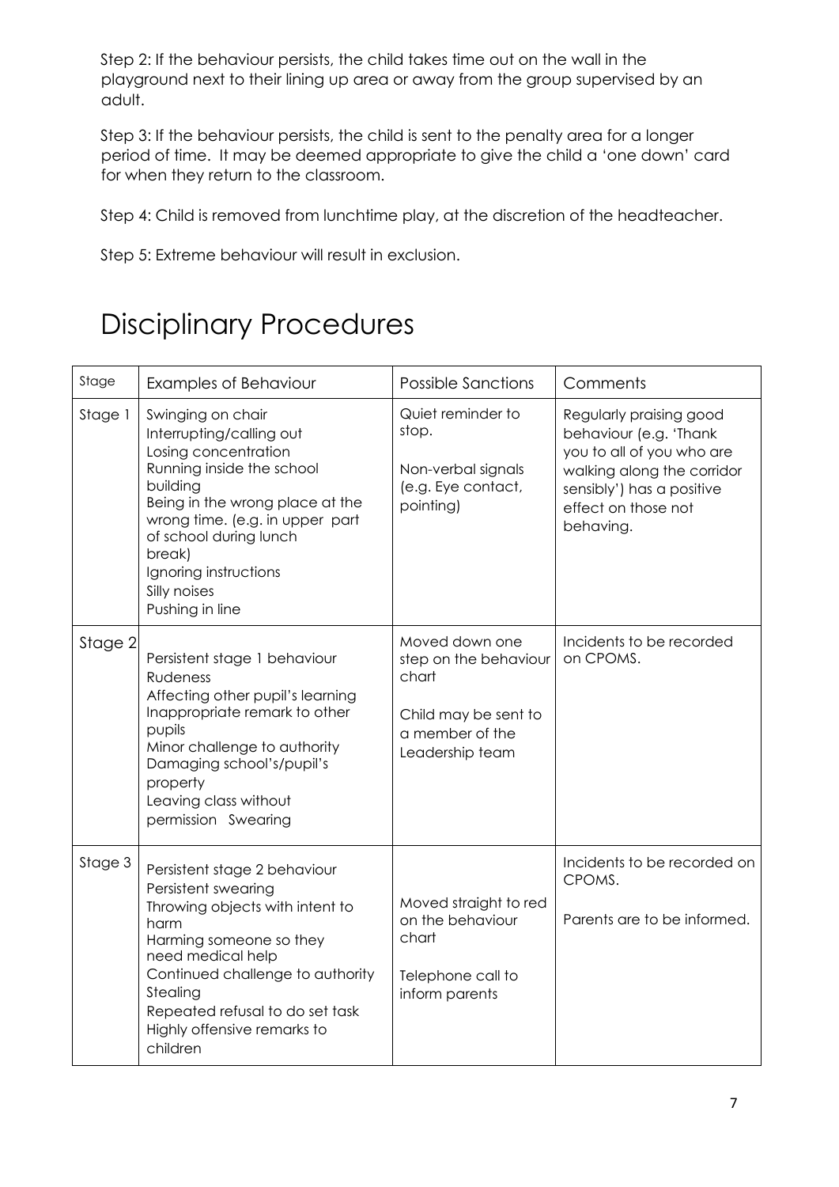Step 2: If the behaviour persists, the child takes time out on the wall in the playground next to their lining up area or away from the group supervised by an adult.

Step 3: If the behaviour persists, the child is sent to the penalty area for a longer period of time. It may be deemed appropriate to give the child a 'one down' card for when they return to the classroom.

Step 4: Child is removed from lunchtime play, at the discretion of the headteacher.

Step 5: Extreme behaviour will result in exclusion.

# Disciplinary Procedures

| Stage | Examples of Behaviour | Possible Sanctions | Comments |
|---|---|---|---|
| Stage 1 | Swinging on chair<br>Interrupting/calling out<br>Losing concentration<br>Running inside the school building<br>Being in the wrong place at the wrong time. (e.g. in upper part of school during lunch break)<br>Ignoring instructions<br>Silly noises<br>Pushing in line | Quiet reminder to stop.<br><br>Non-verbal signals (e.g. Eye contact, pointing) | Regularly praising good behaviour (e.g. 'Thank you to all of you who are walking along the corridor sensibly') has a positive effect on those not behaving. |
| Stage 2 | Persistent stage 1 behaviour<br>Rudeness<br>Affecting other pupil's learning<br>Inappropriate remark to other pupils<br>Minor challenge to authority<br>Damaging school's/pupil's property<br>Leaving class without permission Swearing | Moved down one step on the behaviour chart<br><br>Child may be sent to a member of the Leadership team | Incidents to be recorded on CPOMS. |
| Stage 3 | Persistent stage 2 behaviour<br>Persistent swearing<br>Throwing objects with intent to harm<br>Harming someone so they need medical help<br>Continued challenge to authority<br>Stealing<br>Repeated refusal to do set task<br>Highly offensive remarks to children | Moved straight to red on the behaviour chart<br><br>Telephone call to inform parents | Incidents to be recorded on CPOMS.<br><br>Parents are to be informed. |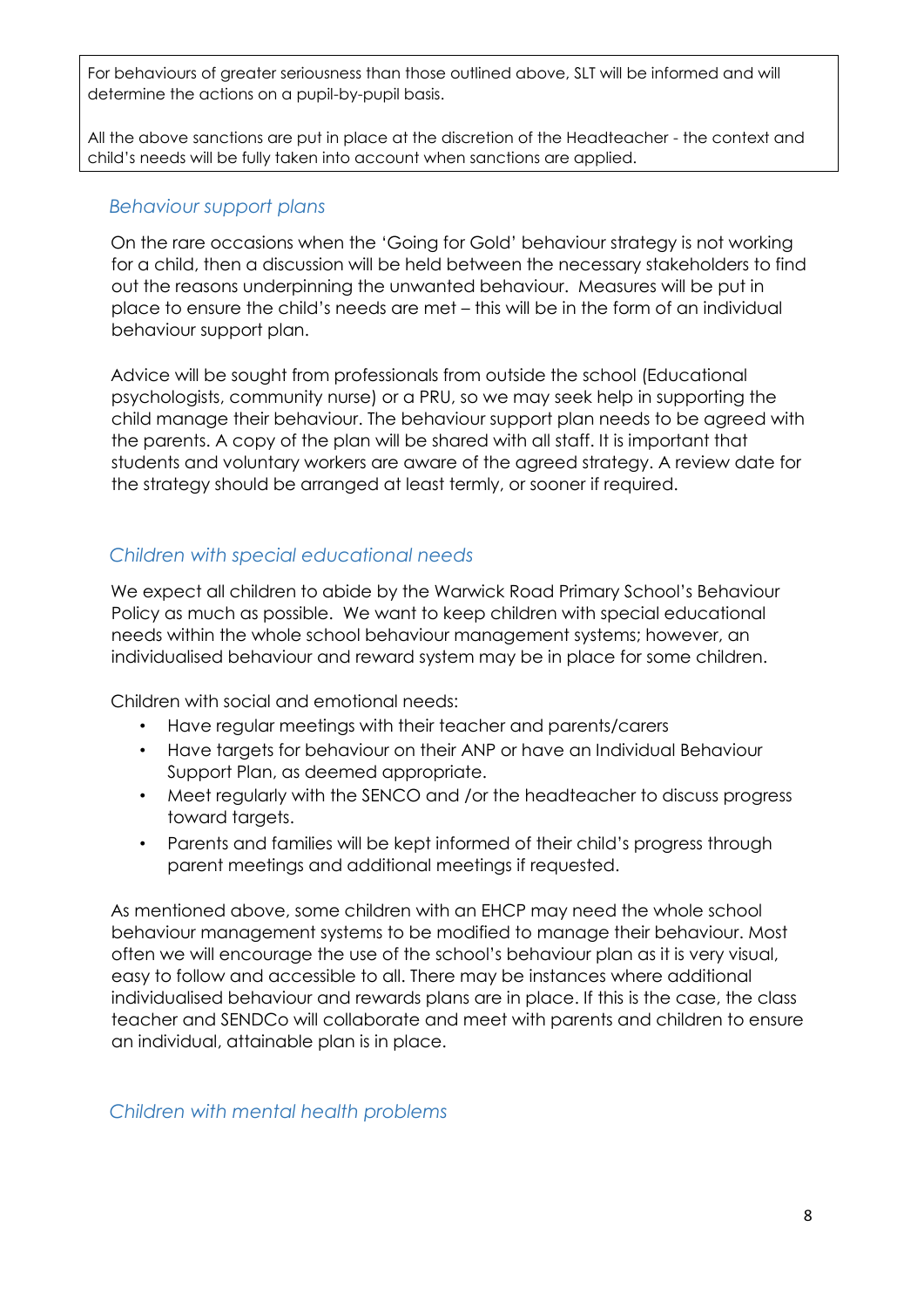| For behaviours of greater seriousness than those outlined above, SLT will be informed and will determine the actions on a pupil-by-pupil basis.<br><br>All the above sanctions are put in place at the discretion of the Headteacher - the context and child's needs will be fully taken into account when sanctions are applied. |
|---|

### *Behaviour support plans*

On the rare occasions when the 'Going for Gold' behaviour strategy is not working for a child, then a discussion will be held between the necessary stakeholders to find out the reasons underpinning the unwanted behaviour. Measures will be put in place to ensure the child's needs are met – this will be in the form of an individual behaviour support plan.

Advice will be sought from professionals from outside the school (Educational psychologists, community nurse) or a PRU, so we may seek help in supporting the child manage their behaviour. The behaviour support plan needs to be agreed with the parents. A copy of the plan will be shared with all staff. It is important that students and voluntary workers are aware of the agreed strategy. A review date for the strategy should be arranged at least termly, or sooner if required.

### *Children with special educational needs*

We expect all children to abide by the Warwick Road Primary School's Behaviour Policy as much as possible. We want to keep children with special educational needs within the whole school behaviour management systems; however, an individualised behaviour and reward system may be in place for some children.

Children with social and emotional needs:

- Have regular meetings with their teacher and parents/carers
- Have targets for behaviour on their ANP or have an Individual Behaviour Support Plan, as deemed appropriate.
- Meet regularly with the SENCO and /or the headteacher to discuss progress toward targets.
- Parents and families will be kept informed of their child's progress through parent meetings and additional meetings if requested.

As mentioned above, some children with an EHCP may need the whole school behaviour management systems to be modified to manage their behaviour. Most often we will encourage the use of the school's behaviour plan as it is very visual, easy to follow and accessible to all. There may be instances where additional individualised behaviour and rewards plans are in place. If this is the case, the class teacher and SENDCo will collaborate and meet with parents and children to ensure an individual, attainable plan is in place.

### *Children with mental health problems*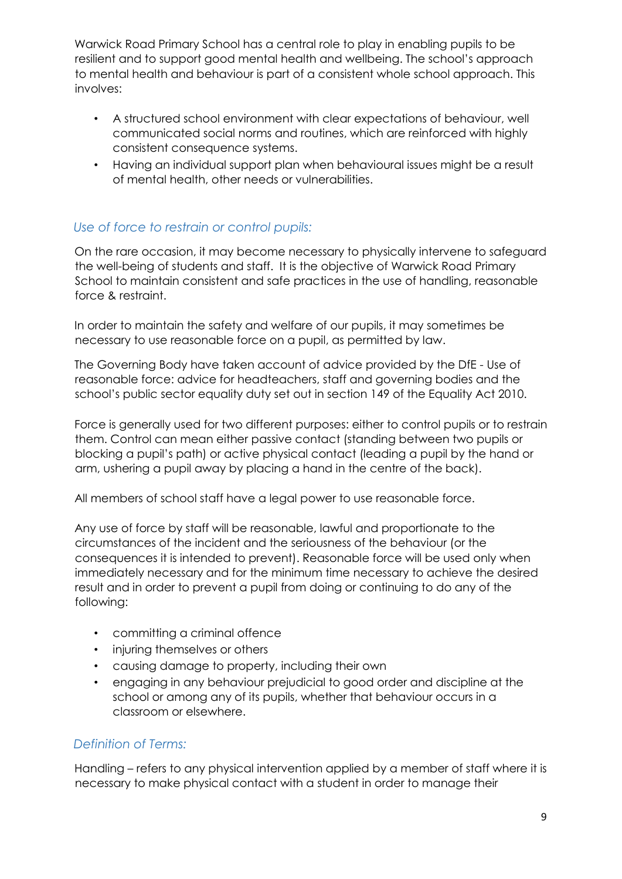Warwick Road Primary School has a central role to play in enabling pupils to be resilient and to support good mental health and wellbeing. The school's approach to mental health and behaviour is part of a consistent whole school approach. This involves:

- A structured school environment with clear expectations of behaviour, well communicated social norms and routines, which are reinforced with highly consistent consequence systems.
- Having an individual support plan when behavioural issues might be a result of mental health, other needs or vulnerabilities.

### *Use of force to restrain or control pupils:*

On the rare occasion, it may become necessary to physically intervene to safeguard the well-being of students and staff. It is the objective of Warwick Road Primary School to maintain consistent and safe practices in the use of handling, reasonable force & restraint.

In order to maintain the safety and welfare of our pupils, it may sometimes be necessary to use reasonable force on a pupil, as permitted by law.

The Governing Body have taken account of advice provided by the DfE - Use of reasonable force: advice for headteachers, staff and governing bodies and the school's public sector equality duty set out in section 149 of the Equality Act 2010.

Force is generally used for two different purposes: either to control pupils or to restrain them. Control can mean either passive contact (standing between two pupils or blocking a pupil's path) or active physical contact (leading a pupil by the hand or arm, ushering a pupil away by placing a hand in the centre of the back).

All members of school staff have a legal power to use reasonable force.

Any use of force by staff will be reasonable, lawful and proportionate to the circumstances of the incident and the seriousness of the behaviour (or the consequences it is intended to prevent). Reasonable force will be used only when immediately necessary and for the minimum time necessary to achieve the desired result and in order to prevent a pupil from doing or continuing to do any of the following:

- committing a criminal offence
- injuring themselves or others
- causing damage to property, including their own
- engaging in any behaviour prejudicial to good order and discipline at the school or among any of its pupils, whether that behaviour occurs in a classroom or elsewhere.

### *Definition of Terms:*

Handling – refers to any physical intervention applied by a member of staff where it is necessary to make physical contact with a student in order to manage their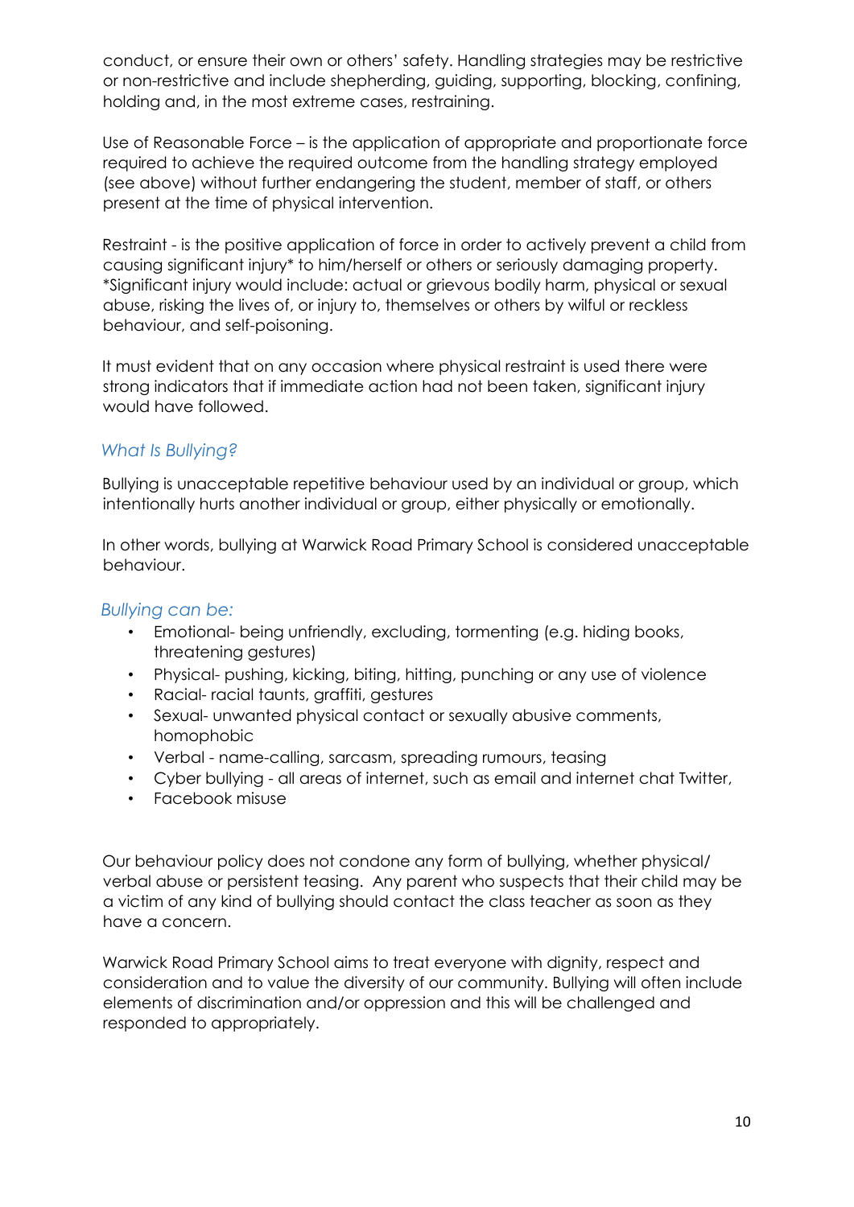conduct, or ensure their own or others' safety. Handling strategies may be restrictive or non-restrictive and include shepherding, guiding, supporting, blocking, confining, holding and, in the most extreme cases, restraining.

Use of Reasonable Force – is the application of appropriate and proportionate force required to achieve the required outcome from the handling strategy employed (see above) without further endangering the student, member of staff, or others present at the time of physical intervention.

Restraint - is the positive application of force in order to actively prevent a child from causing significant injury* to him/herself or others or seriously damaging property. *Significant injury would include: actual or grievous bodily harm, physical or sexual abuse, risking the lives of, or injury to, themselves or others by wilful or reckless behaviour, and self-poisoning.

It must evident that on any occasion where physical restraint is used there were strong indicators that if immediate action had not been taken, significant injury would have followed.

### *What Is Bullying?*

Bullying is unacceptable repetitive behaviour used by an individual or group, which intentionally hurts another individual or group, either physically or emotionally.

In other words, bullying at Warwick Road Primary School is considered unacceptable behaviour.

### *Bullying can be:*

- Emotional- being unfriendly, excluding, tormenting (e.g. hiding books, threatening gestures)
- Physical- pushing, kicking, biting, hitting, punching or any use of violence
- Racial- racial taunts, graffiti, gestures
- Sexual- unwanted physical contact or sexually abusive comments, homophobic
- Verbal - name-calling, sarcasm, spreading rumours, teasing
- Cyber bullying - all areas of internet, such as email and internet chat Twitter,
- Facebook misuse

Our behaviour policy does not condone any form of bullying, whether physical/ verbal abuse or persistent teasing. Any parent who suspects that their child may be a victim of any kind of bullying should contact the class teacher as soon as they have a concern.

Warwick Road Primary School aims to treat everyone with dignity, respect and consideration and to value the diversity of our community. Bullying will often include elements of discrimination and/or oppression and this will be challenged and responded to appropriately.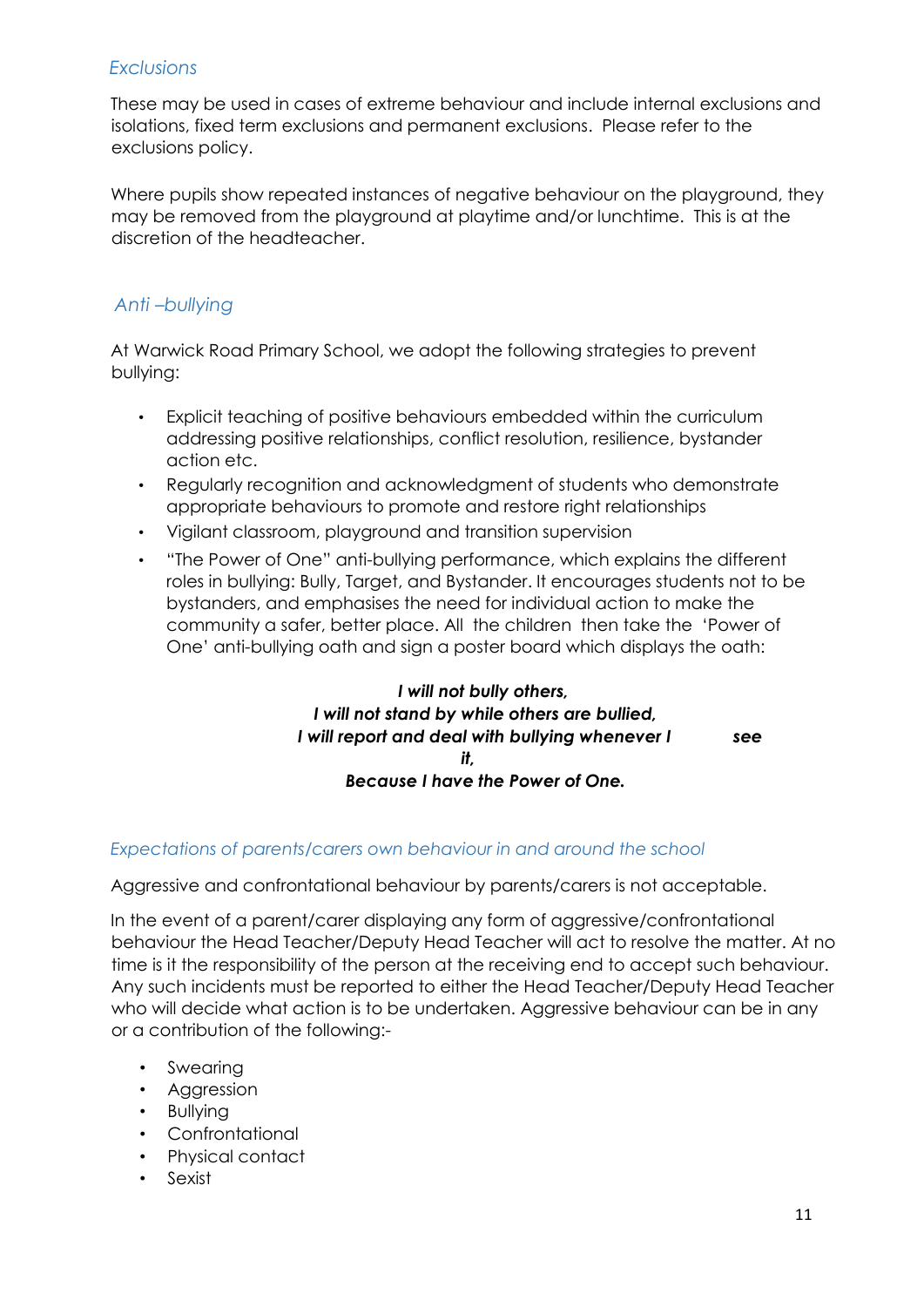### *Exclusions*

These may be used in cases of extreme behaviour and include internal exclusions and isolations, fixed term exclusions and permanent exclusions. Please refer to the exclusions policy.

Where pupils show repeated instances of negative behaviour on the playground, they may be removed from the playground at playtime and/or lunchtime. This is at the discretion of the headteacher.

### *Anti –bullying*

At Warwick Road Primary School, we adopt the following strategies to prevent bullying:

- Explicit teaching of positive behaviours embedded within the curriculum addressing positive relationships, conflict resolution, resilience, bystander action etc.
- Regularly recognition and acknowledgment of students who demonstrate appropriate behaviours to promote and restore right relationships
- Vigilant classroom, playground and transition supervision
- "The Power of One" anti-bullying performance, which explains the different roles in bullying: Bully, Target, and Bystander. It encourages students not to be bystanders, and emphasises the need for individual action to make the community a safer, better place. All the children then take the 'Power of One' anti-bullying oath and sign a poster board which displays the oath:

***I will not bully others,***
***I will not stand by while others are bullied,***
***I will report and deal with bullying whenever I see it,***
***Because I have the Power of One.***

### *Expectations of parents/carers own behaviour in and around the school*

Aggressive and confrontational behaviour by parents/carers is not acceptable.

In the event of a parent/carer displaying any form of aggressive/confrontational behaviour the Head Teacher/Deputy Head Teacher will act to resolve the matter. At no time is it the responsibility of the person at the receiving end to accept such behaviour. Any such incidents must be reported to either the Head Teacher/Deputy Head Teacher who will decide what action is to be undertaken. Aggressive behaviour can be in any or a contribution of the following:-

- Swearing
- Aggression
- Bullying
- Confrontational
- Physical contact
- Sexist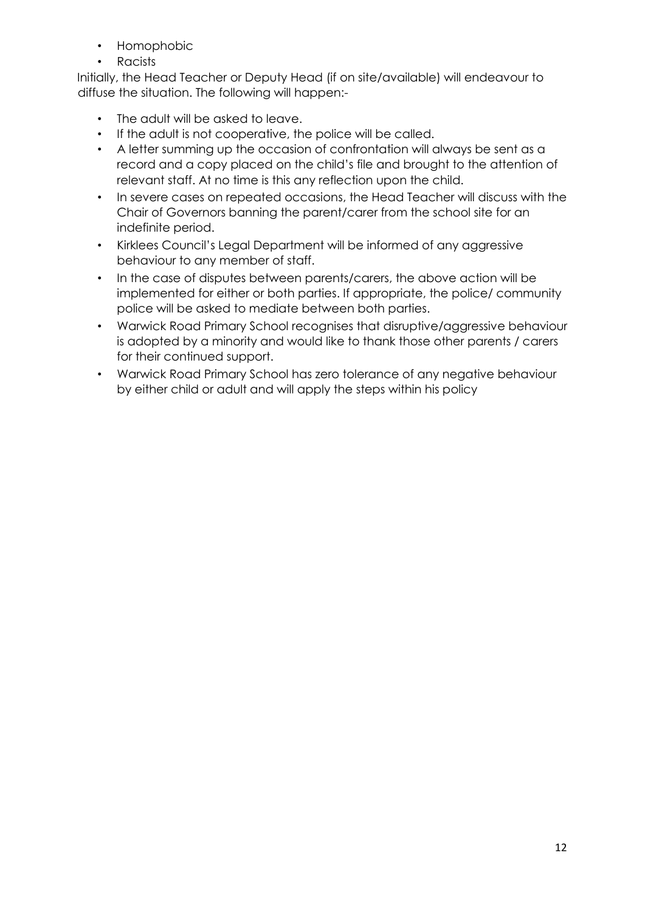- Homophobic
- Racists

Initially, the Head Teacher or Deputy Head (if on site/available) will endeavour to diffuse the situation. The following will happen:-

- The adult will be asked to leave.
- If the adult is not cooperative, the police will be called.
- A letter summing up the occasion of confrontation will always be sent as a record and a copy placed on the child's file and brought to the attention of relevant staff. At no time is this any reflection upon the child.
- In severe cases on repeated occasions, the Head Teacher will discuss with the Chair of Governors banning the parent/carer from the school site for an indefinite period.
- Kirklees Council's Legal Department will be informed of any aggressive behaviour to any member of staff.
- In the case of disputes between parents/carers, the above action will be implemented for either or both parties. If appropriate, the police/ community police will be asked to mediate between both parties.
- Warwick Road Primary School recognises that disruptive/aggressive behaviour is adopted by a minority and would like to thank those other parents / carers for their continued support.
- Warwick Road Primary School has zero tolerance of any negative behaviour by either child or adult and will apply the steps within his policy